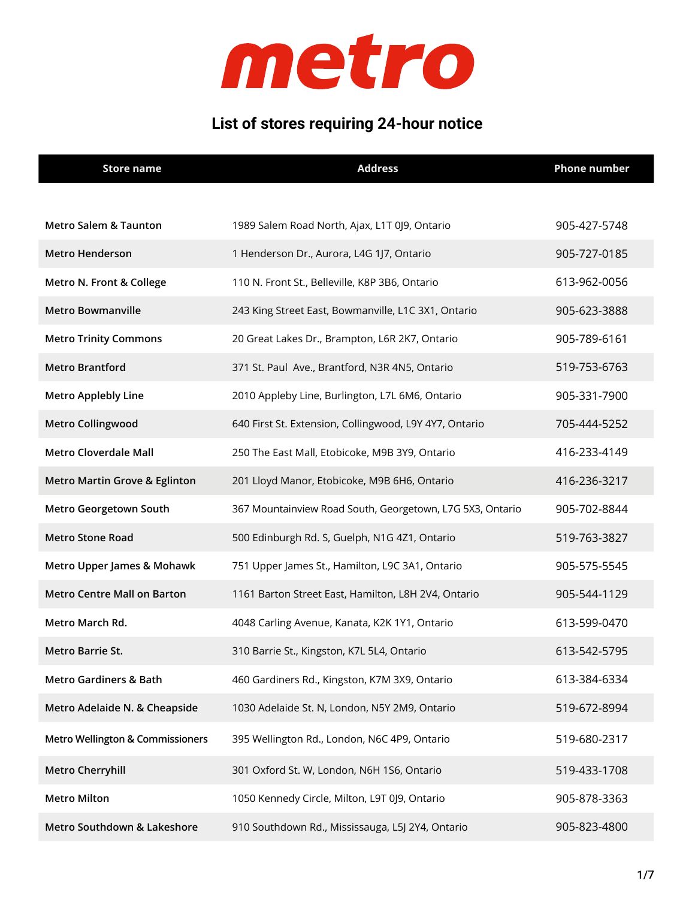# metro

## List of stores requiring 24-hour notice

| Store name | Address | Phone number |
|---|---|---|
| Metro Salem & Taunton | 1989 Salem Road North, Ajax, L1T 0J9, Ontario | 905-427-5748 |
| Metro Henderson | 1 Henderson Dr., Aurora, L4G 1J7, Ontario | 905-727-0185 |
| Metro N. Front & College | 110 N. Front St., Belleville, K8P 3B6, Ontario | 613-962-0056 |
| Metro Bowmanville | 243 King Street East, Bowmanville, L1C 3X1, Ontario | 905-623-3888 |
| Metro Trinity Commons | 20 Great Lakes Dr., Brampton, L6R 2K7, Ontario | 905-789-6161 |
| Metro Brantford | 371 St. Paul  Ave., Brantford, N3R 4N5, Ontario | 519-753-6763 |
| Metro Applebly Line | 2010 Appleby Line, Burlington, L7L 6M6, Ontario | 905-331-7900 |
| Metro Collingwood | 640 First St. Extension, Collingwood, L9Y 4Y7, Ontario | 705-444-5252 |
| Metro Cloverdale Mall | 250 The East Mall, Etobicoke, M9B 3Y9, Ontario | 416-233-4149 |
| Metro Martin Grove & Eglinton | 201 Lloyd Manor, Etobicoke, M9B 6H6, Ontario | 416-236-3217 |
| Metro Georgetown South | 367 Mountainview Road South, Georgetown, L7G 5X3, Ontario | 905-702-8844 |
| Metro Stone Road | 500 Edinburgh Rd. S, Guelph, N1G 4Z1, Ontario | 519-763-3827 |
| Metro Upper James & Mohawk | 751 Upper James St., Hamilton, L9C 3A1, Ontario | 905-575-5545 |
| Metro Centre Mall on Barton | 1161 Barton Street East, Hamilton, L8H 2V4, Ontario | 905-544-1129 |
| Metro March Rd. | 4048 Carling Avenue, Kanata, K2K 1Y1, Ontario | 613-599-0470 |
| Metro Barrie St. | 310 Barrie St., Kingston, K7L 5L4, Ontario | 613-542-5795 |
| Metro Gardiners & Bath | 460 Gardiners Rd., Kingston, K7M 3X9, Ontario | 613-384-6334 |
| Metro Adelaide N. & Cheapside | 1030 Adelaide St. N, London, N5Y 2M9, Ontario | 519-672-8994 |
| Metro Wellington & Commissioners | 395 Wellington Rd., London, N6C 4P9, Ontario | 519-680-2317 |
| Metro Cherryhill | 301 Oxford St. W, London, N6H 1S6, Ontario | 519-433-1708 |
| Metro Milton | 1050 Kennedy Circle, Milton, L9T 0J9, Ontario | 905-878-3363 |
| Metro Southdown & Lakeshore | 910 Southdown Rd., Mississauga, L5J 2Y4, Ontario | 905-823-4800 |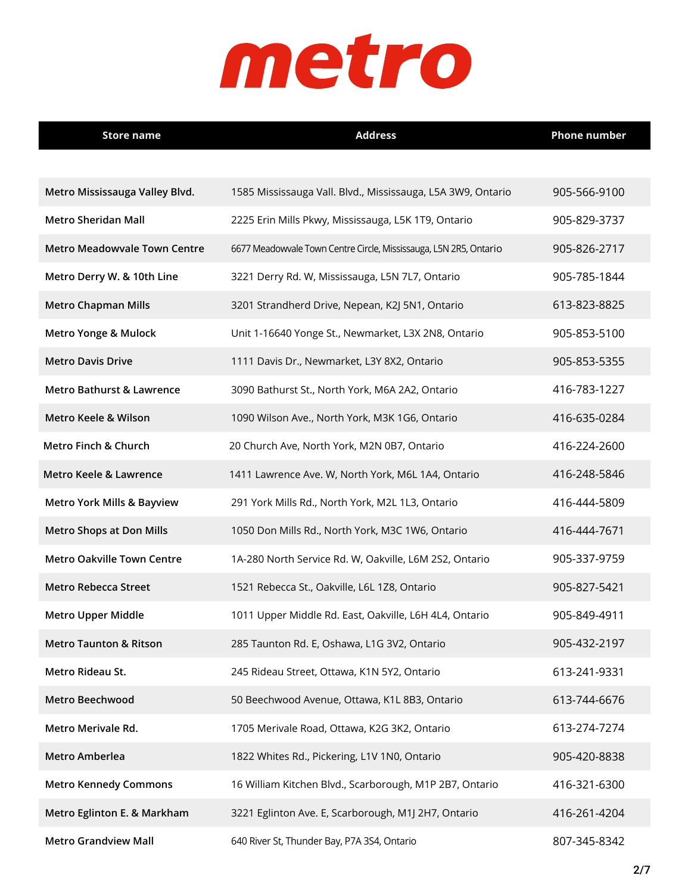# metro

| Store name | Address | Phone number |
|---|---|---|
| **Metro Mississauga Valley Blvd.** | 1585 Mississauga Vall. Blvd., Mississauga, L5A 3W9, Ontario | 905-566-9100 |
| **Metro Sheridan Mall** | 2225 Erin Mills Pkwy, Mississauga, L5K 1T9, Ontario | 905-829-3737 |
| **Metro Meadowvale Town Centre** | 6677 Meadowvale Town Centre Circle, Mississauga, L5N 2R5, Ontario | 905-826-2717 |
| **Metro Derry W. & 10th Line** | 3221 Derry Rd. W, Mississauga, L5N 7L7, Ontario | 905-785-1844 |
| **Metro Chapman Mills** | 3201 Strandherd Drive, Nepean, K2J 5N1, Ontario | 613-823-8825 |
| **Metro Yonge & Mulock** | Unit 1-16640 Yonge St., Newmarket, L3X 2N8, Ontario | 905-853-5100 |
| **Metro Davis Drive** | 1111 Davis Dr., Newmarket, L3Y 8X2, Ontario | 905-853-5355 |
| **Metro Bathurst & Lawrence** | 3090 Bathurst St., North York, M6A 2A2, Ontario | 416-783-1227 |
| **Metro Keele & Wilson** | 1090 Wilson Ave., North York, M3K 1G6, Ontario | 416-635-0284 |
| **Metro Finch & Church** | 20 Church Ave, North York, M2N 0B7, Ontario | 416-224-2600 |
| **Metro Keele & Lawrence** | 1411 Lawrence Ave. W, North York, M6L 1A4, Ontario | 416-248-5846 |
| **Metro York Mills & Bayview** | 291 York Mills Rd., North York, M2L 1L3, Ontario | 416-444-5809 |
| **Metro Shops at Don Mills** | 1050 Don Mills Rd., North York, M3C 1W6, Ontario | 416-444-7671 |
| **Metro Oakville Town Centre** | 1A-280 North Service Rd. W, Oakville, L6M 2S2, Ontario | 905-337-9759 |
| **Metro Rebecca Street** | 1521 Rebecca St., Oakville, L6L 1Z8, Ontario | 905-827-5421 |
| **Metro Upper Middle** | 1011 Upper Middle Rd. East, Oakville, L6H 4L4, Ontario | 905-849-4911 |
| **Metro Taunton & Ritson** | 285 Taunton Rd. E, Oshawa, L1G 3V2, Ontario | 905-432-2197 |
| **Metro Rideau St.** | 245 Rideau Street, Ottawa, K1N 5Y2, Ontario | 613-241-9331 |
| **Metro Beechwood** | 50 Beechwood Avenue, Ottawa, K1L 8B3, Ontario | 613-744-6676 |
| **Metro Merivale Rd.** | 1705 Merivale Road, Ottawa, K2G 3K2, Ontario | 613-274-7274 |
| **Metro Amberlea** | 1822 Whites Rd., Pickering, L1V 1N0, Ontario | 905-420-8838 |
| **Metro Kennedy Commons** | 16 William Kitchen Blvd., Scarborough, M1P 2B7, Ontario | 416-321-6300 |
| **Metro Eglinton E. & Markham** | 3221 Eglinton Ave. E, Scarborough, M1J 2H7, Ontario | 416-261-4204 |
| **Metro Grandview Mall** | 640 River St, Thunder Bay, P7A 3S4, Ontario | 807-345-8342 |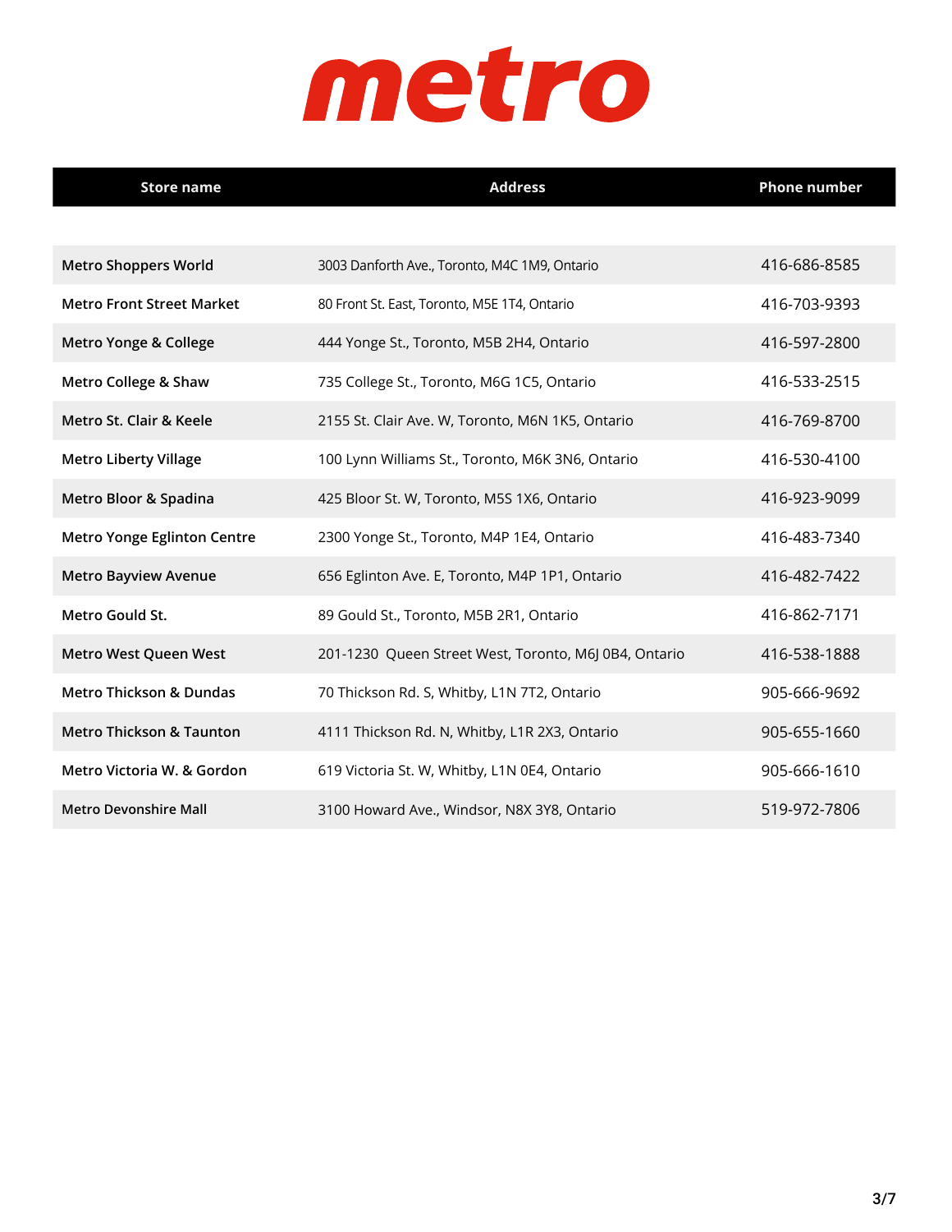# metro

| Store name | Address | Phone number |
|---|---|---|
| **Metro Shoppers World** | 3003 Danforth Ave., Toronto, M4C 1M9, Ontario | 416-686-8585 |
| **Metro Front Street Market** | 80 Front St. East, Toronto, M5E 1T4, Ontario | 416-703-9393 |
| **Metro Yonge & College** | 444 Yonge St., Toronto, M5B 2H4, Ontario | 416-597-2800 |
| **Metro College & Shaw** | 735 College St., Toronto, M6G 1C5, Ontario | 416-533-2515 |
| **Metro St. Clair & Keele** | 2155 St. Clair Ave. W, Toronto, M6N 1K5, Ontario | 416-769-8700 |
| **Metro Liberty Village** | 100 Lynn Williams St., Toronto, M6K 3N6, Ontario | 416-530-4100 |
| **Metro Bloor & Spadina** | 425 Bloor St. W, Toronto, M5S 1X6, Ontario | 416-923-9099 |
| **Metro Yonge Eglinton Centre** | 2300 Yonge St., Toronto, M4P 1E4, Ontario | 416-483-7340 |
| **Metro Bayview Avenue** | 656 Eglinton Ave. E, Toronto, M4P 1P1, Ontario | 416-482-7422 |
| **Metro Gould St.** | 89 Gould St., Toronto, M5B 2R1, Ontario | 416-862-7171 |
| **Metro West Queen West** | 201-1230 Queen Street West, Toronto, M6J 0B4, Ontario | 416-538-1888 |
| **Metro Thickson & Dundas** | 70 Thickson Rd. S, Whitby, L1N 7T2, Ontario | 905-666-9692 |
| **Metro Thickson & Taunton** | 4111 Thickson Rd. N, Whitby, L1R 2X3, Ontario | 905-655-1660 |
| **Metro Victoria W. & Gordon** | 619 Victoria St. W, Whitby, L1N 0E4, Ontario | 905-666-1610 |
| **Metro Devonshire Mall** | 3100 Howard Ave., Windsor, N8X 3Y8, Ontario | 519-972-7806 |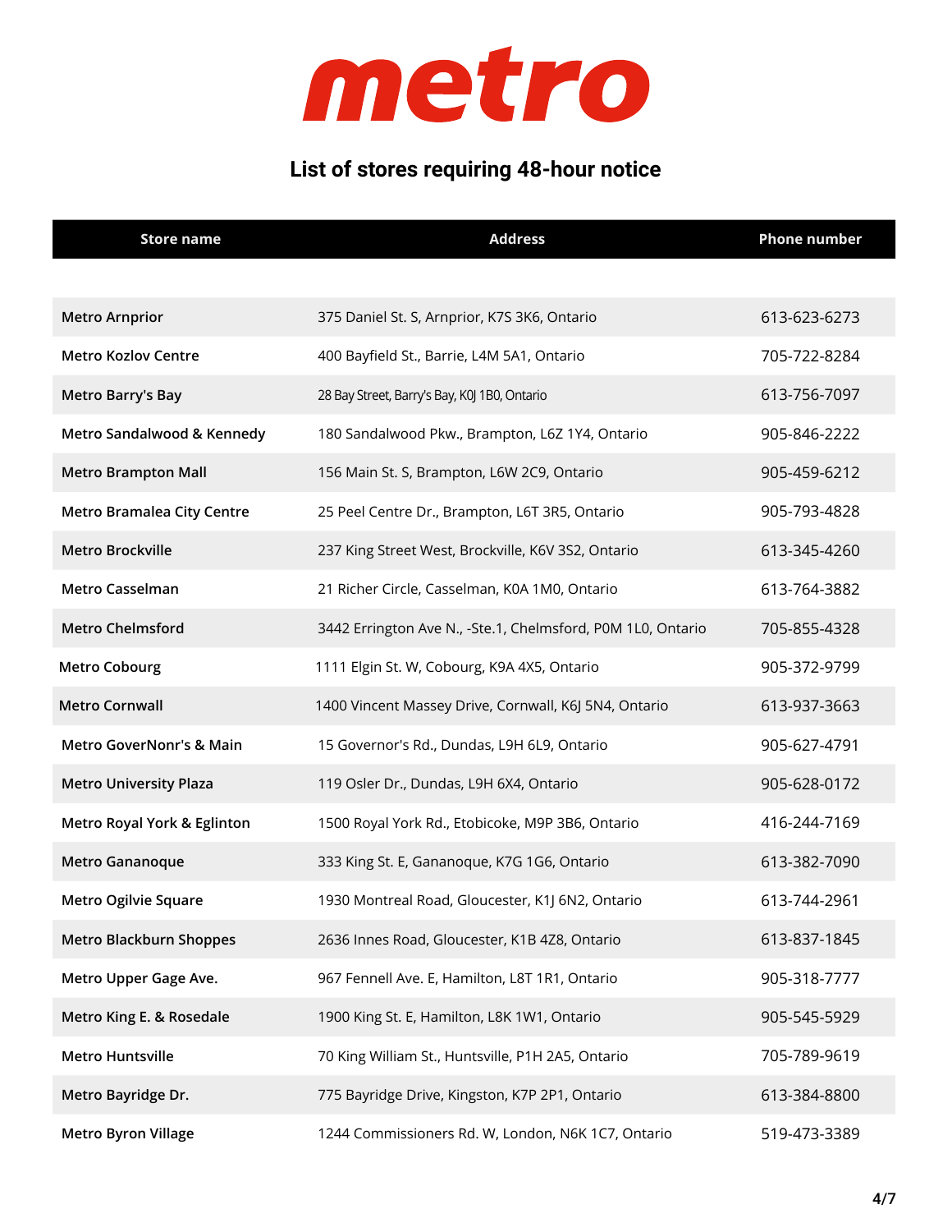metro

## List of stores requiring 48-hour notice

| Store name | Address | Phone number |
|---|---|---|
| Metro Arnprior | 375 Daniel St. S, Arnprior, K7S 3K6, Ontario | 613-623-6273 |
| Metro Kozlov Centre | 400 Bayfield St., Barrie, L4M 5A1, Ontario | 705-722-8284 |
| Metro Barry's Bay | 28 Bay Street, Barry's Bay, K0J 1B0, Ontario | 613-756-7097 |
| Metro Sandalwood & Kennedy | 180 Sandalwood Pkw., Brampton, L6Z 1Y4, Ontario | 905-846-2222 |
| Metro Brampton Mall | 156 Main St. S, Brampton, L6W 2C9, Ontario | 905-459-6212 |
| Metro Bramalea City Centre | 25 Peel Centre Dr., Brampton, L6T 3R5, Ontario | 905-793-4828 |
| Metro Brockville | 237 King Street West, Brockville, K6V 3S2, Ontario | 613-345-4260 |
| Metro Casselman | 21 Richer Circle, Casselman, K0A 1M0, Ontario | 613-764-3882 |
| Metro Chelmsford | 3442 Errington Ave N., -Ste.1, Chelmsford, P0M 1L0, Ontario | 705-855-4328 |
| Metro Cobourg | 1111 Elgin St. W, Cobourg, K9A 4X5, Ontario | 905-372-9799 |
| Metro Cornwall | 1400 Vincent Massey Drive, Cornwall, K6J 5N4, Ontario | 613-937-3663 |
| Metro GoverNonr's & Main | 15 Governor's Rd., Dundas, L9H 6L9, Ontario | 905-627-4791 |
| Metro University Plaza | 119 Osler Dr., Dundas, L9H 6X4, Ontario | 905-628-0172 |
| Metro Royal York & Eglinton | 1500 Royal York Rd., Etobicoke, M9P 3B6, Ontario | 416-244-7169 |
| Metro Gananoque | 333 King St. E, Gananoque, K7G 1G6, Ontario | 613-382-7090 |
| Metro Ogilvie Square | 1930 Montreal Road, Gloucester, K1J 6N2, Ontario | 613-744-2961 |
| Metro Blackburn Shoppes | 2636 Innes Road, Gloucester, K1B 4Z8, Ontario | 613-837-1845 |
| Metro Upper Gage Ave. | 967 Fennell Ave. E, Hamilton, L8T 1R1, Ontario | 905-318-7777 |
| Metro King E. & Rosedale | 1900 King St. E, Hamilton, L8K 1W1, Ontario | 905-545-5929 |
| Metro Huntsville | 70 King William St., Huntsville, P1H 2A5, Ontario | 705-789-9619 |
| Metro Bayridge Dr. | 775 Bayridge Drive, Kingston, K7P 2P1, Ontario | 613-384-8800 |
| Metro Byron Village | 1244 Commissioners Rd. W, London, N6K 1C7, Ontario | 519-473-3389 |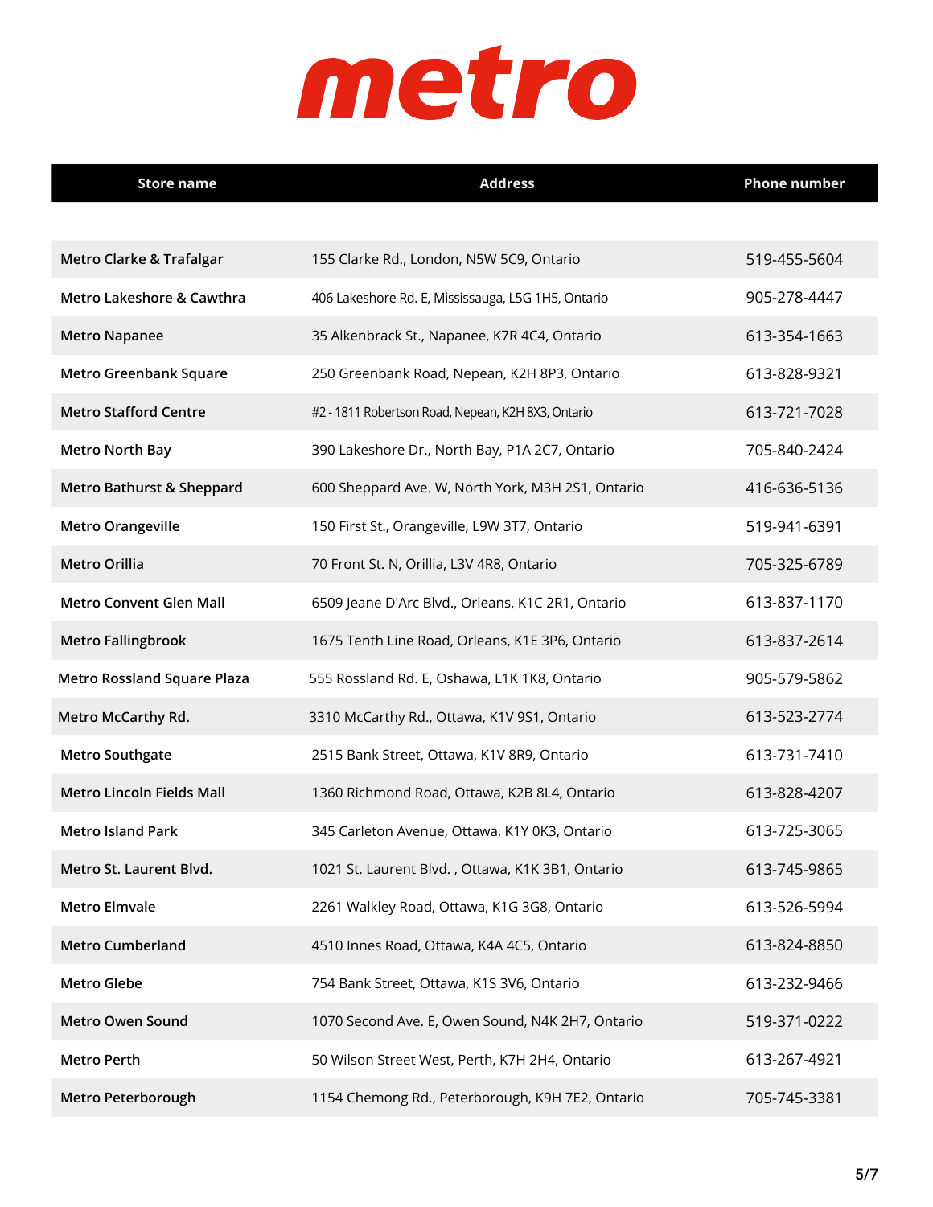# metro

| Store name | Address | Phone number |
|---|---|---|
| **Metro Clarke & Trafalgar** | 155 Clarke Rd., London, N5W 5C9, Ontario | 519-455-5604 |
| **Metro Lakeshore & Cawthra** | 406 Lakeshore Rd. E, Mississauga, L5G 1H5, Ontario | 905-278-4447 |
| **Metro Napanee** | 35 Alkenbrack St., Napanee, K7R 4C4, Ontario | 613-354-1663 |
| **Metro Greenbank Square** | 250 Greenbank Road, Nepean, K2H 8P3, Ontario | 613-828-9321 |
| **Metro Stafford Centre** | #2 - 1811 Robertson Road, Nepean, K2H 8X3, Ontario | 613-721-7028 |
| **Metro North Bay** | 390 Lakeshore Dr., North Bay, P1A 2C7, Ontario | 705-840-2424 |
| **Metro Bathurst & Sheppard** | 600 Sheppard Ave. W, North York, M3H 2S1, Ontario | 416-636-5136 |
| **Metro Orangeville** | 150 First St., Orangeville, L9W 3T7, Ontario | 519-941-6391 |
| **Metro Orillia** | 70 Front St. N, Orillia, L3V 4R8, Ontario | 705-325-6789 |
| **Metro Convent Glen Mall** | 6509 Jeane D'Arc Blvd., Orleans, K1C 2R1, Ontario | 613-837-1170 |
| **Metro Fallingbrook** | 1675 Tenth Line Road, Orleans, K1E 3P6, Ontario | 613-837-2614 |
| **Metro Rossland Square Plaza** | 555 Rossland Rd. E, Oshawa, L1K 1K8, Ontario | 905-579-5862 |
| **Metro McCarthy Rd.** | 3310 McCarthy Rd., Ottawa, K1V 9S1, Ontario | 613-523-2774 |
| **Metro Southgate** | 2515 Bank Street, Ottawa, K1V 8R9, Ontario | 613-731-7410 |
| **Metro Lincoln Fields Mall** | 1360 Richmond Road, Ottawa, K2B 8L4, Ontario | 613-828-4207 |
| **Metro Island Park** | 345 Carleton Avenue, Ottawa, K1Y 0K3, Ontario | 613-725-3065 |
| **Metro St. Laurent Blvd.** | 1021 St. Laurent Blvd. , Ottawa, K1K 3B1, Ontario | 613-745-9865 |
| **Metro Elmvale** | 2261 Walkley Road, Ottawa, K1G 3G8, Ontario | 613-526-5994 |
| **Metro Cumberland** | 4510 Innes Road, Ottawa, K4A 4C5, Ontario | 613-824-8850 |
| **Metro Glebe** | 754 Bank Street, Ottawa, K1S 3V6, Ontario | 613-232-9466 |
| **Metro Owen Sound** | 1070 Second Ave. E, Owen Sound, N4K 2H7, Ontario | 519-371-0222 |
| **Metro Perth** | 50 Wilson Street West, Perth, K7H 2H4, Ontario | 613-267-4921 |
| **Metro Peterborough** | 1154 Chemong Rd., Peterborough, K9H 7E2, Ontario | 705-745-3381 |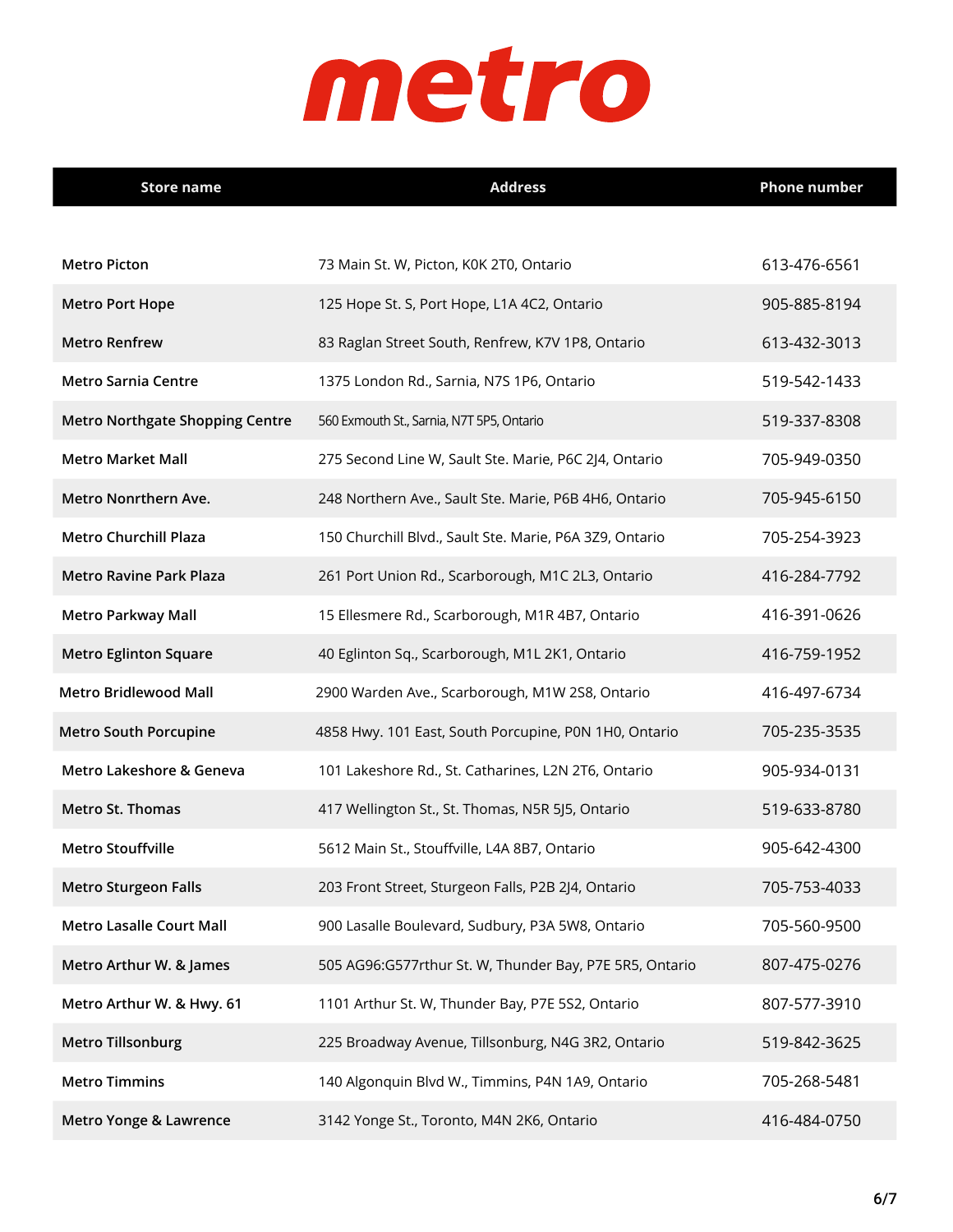# metro

| Store name | Address | Phone number |
|---|---|---|
| Metro Picton | 73 Main St. W, Picton, K0K 2T0, Ontario | 613-476-6561 |
| Metro Port Hope | 125 Hope St. S, Port Hope, L1A 4C2, Ontario | 905-885-8194 |
| Metro Renfrew | 83 Raglan Street South, Renfrew, K7V 1P8, Ontario | 613-432-3013 |
| Metro Sarnia Centre | 1375 London Rd., Sarnia, N7S 1P6, Ontario | 519-542-1433 |
| Metro Northgate Shopping Centre | 560 Exmouth St., Sarnia, N7T 5P5, Ontario | 519-337-8308 |
| Metro Market Mall | 275 Second Line W, Sault Ste. Marie, P6C 2J4, Ontario | 705-949-0350 |
| Metro Nonrthern Ave. | 248 Northern Ave., Sault Ste. Marie, P6B 4H6, Ontario | 705-945-6150 |
| Metro Churchill Plaza | 150 Churchill Blvd., Sault Ste. Marie, P6A 3Z9, Ontario | 705-254-3923 |
| Metro Ravine Park Plaza | 261 Port Union Rd., Scarborough, M1C 2L3, Ontario | 416-284-7792 |
| Metro Parkway Mall | 15 Ellesmere Rd., Scarborough, M1R 4B7, Ontario | 416-391-0626 |
| Metro Eglinton Square | 40 Eglinton Sq., Scarborough, M1L 2K1, Ontario | 416-759-1952 |
| Metro Bridlewood Mall | 2900 Warden Ave., Scarborough, M1W 2S8, Ontario | 416-497-6734 |
| Metro South Porcupine | 4858 Hwy. 101 East, South Porcupine, P0N 1H0, Ontario | 705-235-3535 |
| Metro Lakeshore & Geneva | 101 Lakeshore Rd., St. Catharines, L2N 2T6, Ontario | 905-934-0131 |
| Metro St. Thomas | 417 Wellington St., St. Thomas, N5R 5J5, Ontario | 519-633-8780 |
| Metro Stouffville | 5612 Main St., Stouffville, L4A 8B7, Ontario | 905-642-4300 |
| Metro Sturgeon Falls | 203 Front Street, Sturgeon Falls, P2B 2J4, Ontario | 705-753-4033 |
| Metro Lasalle Court Mall | 900 Lasalle Boulevard, Sudbury, P3A 5W8, Ontario | 705-560-9500 |
| Metro Arthur W. & James | 505 AG96:G577rthur St. W, Thunder Bay, P7E 5R5, Ontario | 807-475-0276 |
| Metro Arthur W. & Hwy. 61 | 1101 Arthur St. W, Thunder Bay, P7E 5S2, Ontario | 807-577-3910 |
| Metro Tillsonburg | 225 Broadway Avenue, Tillsonburg, N4G 3R2, Ontario | 519-842-3625 |
| Metro Timmins | 140 Algonquin Blvd W., Timmins, P4N 1A9, Ontario | 705-268-5481 |
| Metro Yonge & Lawrence | 3142 Yonge St., Toronto, M4N 2K6, Ontario | 416-484-0750 |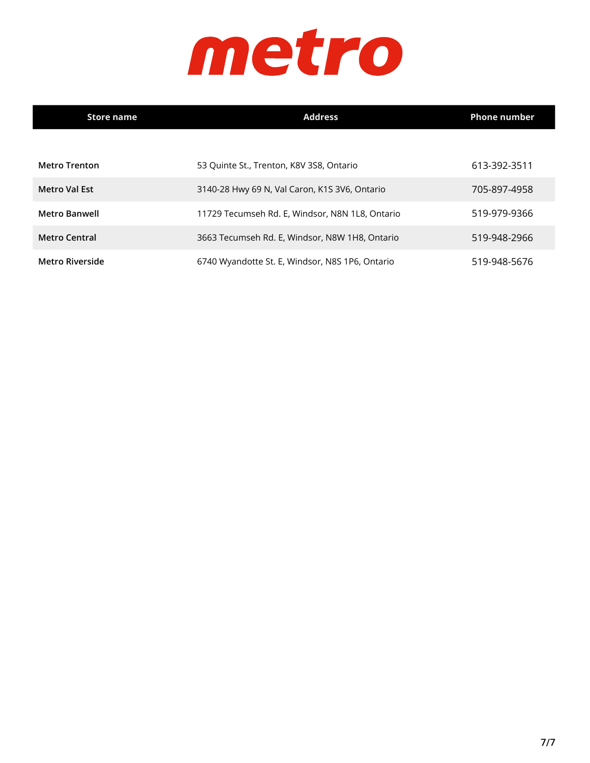metro

| Store name | Address | Phone number |
| --- | --- | --- |
| **Metro Trenton** | 53 Quinte St., Trenton, K8V 3S8, Ontario | 613-392-3511 |
| **Metro Val Est** | 3140-28 Hwy 69 N, Val Caron, K1S 3V6, Ontario | 705-897-4958 |
| **Metro Banwell** | 11729 Tecumseh Rd. E, Windsor, N8N 1L8, Ontario | 519-979-9366 |
| **Metro Central** | 3663 Tecumseh Rd. E, Windsor, N8W 1H8, Ontario | 519-948-2966 |
| **Metro Riverside** | 6740 Wyandotte St. E, Windsor, N8S 1P6, Ontario | 519-948-5676 |